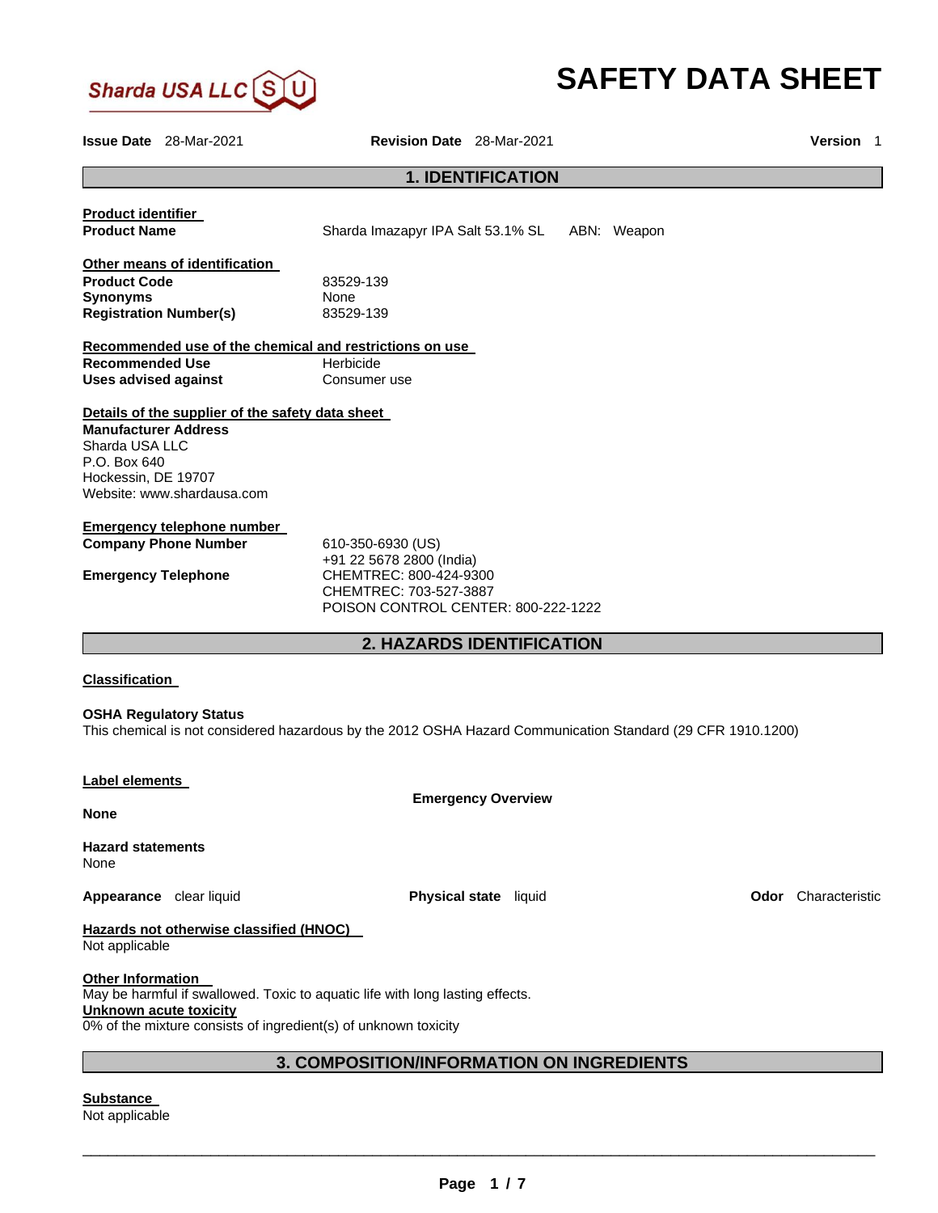Sharda USA LLC

# SAFETY DATA SHEET

**Issue Date** 28-Mar-2021 **Revision Date** 28-Mar-2021 **Version** 1

## 1. IDENTIFICATION

**Product identifier**

**Product Name** Sharda Imazapyr IPA Salt 53.1% SL ABN: Weapon

**Other means of identification**

**Product Code** 83529-139
**Synonyms** None
**Registration Number(s)** 83529-139

**Recommended use of the chemical and restrictions on use**

**Recommended Use** Herbicide
**Uses advised against** Consumer use

**Details of the supplier of the safety data sheet**

**Manufacturer Address**
Sharda USA LLC
P.O. Box 640
Hockessin, DE 19707
Website: www.shardausa.com

**Emergency telephone number**

**Company Phone Number** 610-350-6930 (US)
+91 22 5678 2800 (India)
**Emergency Telephone** CHEMTREC: 800-424-9300
CHEMTREC: 703-527-3887
POISON CONTROL CENTER: 800-222-1222

## 2. HAZARDS IDENTIFICATION

**Classification**

**OSHA Regulatory Status**
This chemical is not considered hazardous by the 2012 OSHA Hazard Communication Standard (29 CFR 1910.1200)

**Label elements**

**Emergency Overview**

**None**

**Hazard statements**
None

**Appearance** clear liquid **Physical state** liquid **Odor** Characteristic

**Hazards not otherwise classified (HNOC)**
Not applicable

**Other Information**
May be harmful if swallowed. Toxic to aquatic life with long lasting effects.
**Unknown acute toxicity**
0% of the mixture consists of ingredient(s) of unknown toxicity

## 3. COMPOSITION/INFORMATION ON INGREDIENTS

**Substance**
Not applicable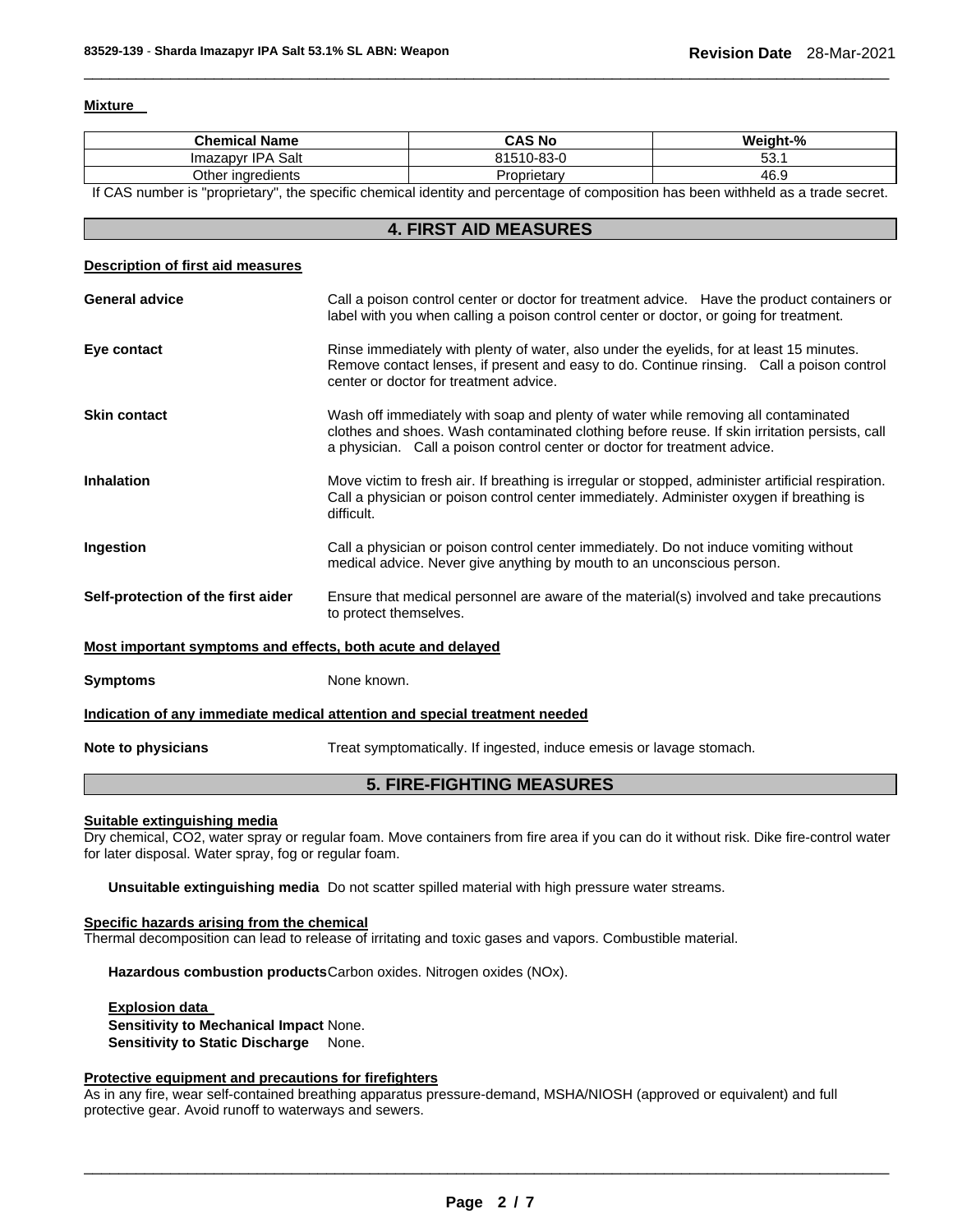**Mixture**

| Chemical Name | CAS No | Weight-% |
|---|---|---|
| Imazapyr IPA Salt | 81510-83-0 | 53.1 |
| Other ingredients | Proprietary | 46.9 |

If CAS number is "proprietary", the specific chemical identity and percentage of composition has been withheld as a trade secret.

## 4. FIRST AID MEASURES

**Description of first aid measures**

**General advice** Call a poison control center or doctor for treatment advice. Have the product containers or label with you when calling a poison control center or doctor, or going for treatment.

**Eye contact** Rinse immediately with plenty of water, also under the eyelids, for at least 15 minutes. Remove contact lenses, if present and easy to do. Continue rinsing. Call a poison control center or doctor for treatment advice.

**Skin contact** Wash off immediately with soap and plenty of water while removing all contaminated clothes and shoes. Wash contaminated clothing before reuse. If skin irritation persists, call a physician. Call a poison control center or doctor for treatment advice.

**Inhalation** Move victim to fresh air. If breathing is irregular or stopped, administer artificial respiration. Call a physician or poison control center immediately. Administer oxygen if breathing is difficult.

**Ingestion** Call a physician or poison control center immediately. Do not induce vomiting without medical advice. Never give anything by mouth to an unconscious person.

**Self-protection of the first aider** Ensure that medical personnel are aware of the material(s) involved and take precautions to protect themselves.

**Most important symptoms and effects, both acute and delayed**

**Symptoms** None known.

**Indication of any immediate medical attention and special treatment needed**

**Note to physicians** Treat symptomatically. If ingested, induce emesis or lavage stomach.

## 5. FIRE-FIGHTING MEASURES

**Suitable extinguishing media**

Dry chemical, $CO_2$, water spray or regular foam. Move containers from fire area if you can do it without risk. Dike fire-control water for later disposal. Water spray, fog or regular foam.

**Unsuitable extinguishing media** Do not scatter spilled material with high pressure water streams.

**Specific hazards arising from the chemical**

Thermal decomposition can lead to release of irritating and toxic gases and vapors. Combustible material.

**Hazardous combustion products** Carbon oxides. Nitrogen oxides (NOx).

**Explosion data**

**Sensitivity to Mechanical Impact** None.

**Sensitivity to Static Discharge** None.

**Protective equipment and precautions for firefighters**

As in any fire, wear self-contained breathing apparatus pressure-demand, MSHA/NIOSH (approved or equivalent) and full protective gear. Avoid runoff to waterways and sewers.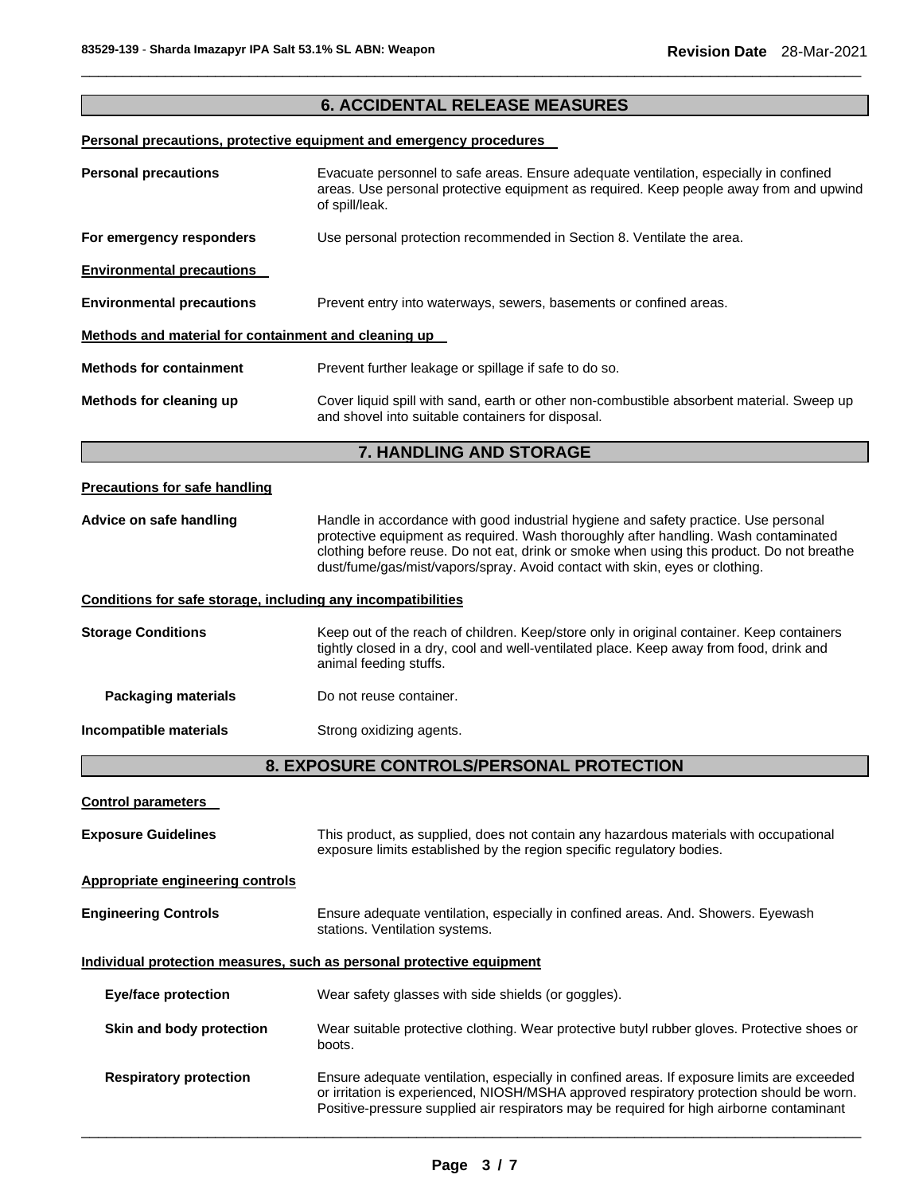## 6. ACCIDENTAL RELEASE MEASURES

### Personal precautions, protective equipment and emergency procedures

**Personal precautions** Evacuate personnel to safe areas. Ensure adequate ventilation, especially in confined areas. Use personal protective equipment as required. Keep people away from and upwind of spill/leak.

**For emergency responders** Use personal protection recommended in Section 8. Ventilate the area.

### Environmental precautions

**Environmental precautions** Prevent entry into waterways, sewers, basements or confined areas.

### Methods and material for containment and cleaning up

**Methods for containment** Prevent further leakage or spillage if safe to do so.

**Methods for cleaning up** Cover liquid spill with sand, earth or other non-combustible absorbent material. Sweep up and shovel into suitable containers for disposal.

## 7. HANDLING AND STORAGE

### Precautions for safe handling

**Advice on safe handling** Handle in accordance with good industrial hygiene and safety practice. Use personal protective equipment as required. Wash thoroughly after handling. Wash contaminated clothing before reuse. Do not eat, drink or smoke when using this product. Do not breathe dust/fume/gas/mist/vapors/spray. Avoid contact with skin, eyes or clothing.

### Conditions for safe storage, including any incompatibilities

**Storage Conditions** Keep out of the reach of children. Keep/store only in original container. Keep containers tightly closed in a dry, cool and well-ventilated place. Keep away from food, drink and animal feeding stuffs.

**Packaging materials** Do not reuse container.

**Incompatible materials** Strong oxidizing agents.

## 8. EXPOSURE CONTROLS/PERSONAL PROTECTION

### Control parameters

**Exposure Guidelines** This product, as supplied, does not contain any hazardous materials with occupational exposure limits established by the region specific regulatory bodies.

### Appropriate engineering controls

**Engineering Controls** Ensure adequate ventilation, especially in confined areas. And. Showers. Eyewash stations. Ventilation systems.

### Individual protection measures, such as personal protective equipment

**Eye/face protection** Wear safety glasses with side shields (or goggles).

**Skin and body protection** Wear suitable protective clothing. Wear protective butyl rubber gloves. Protective shoes or boots.

**Respiratory protection** Ensure adequate ventilation, especially in confined areas. If exposure limits are exceeded or irritation is experienced, NIOSH/MSHA approved respiratory protection should be worn. Positive-pressure supplied air respirators may be required for high airborne contaminant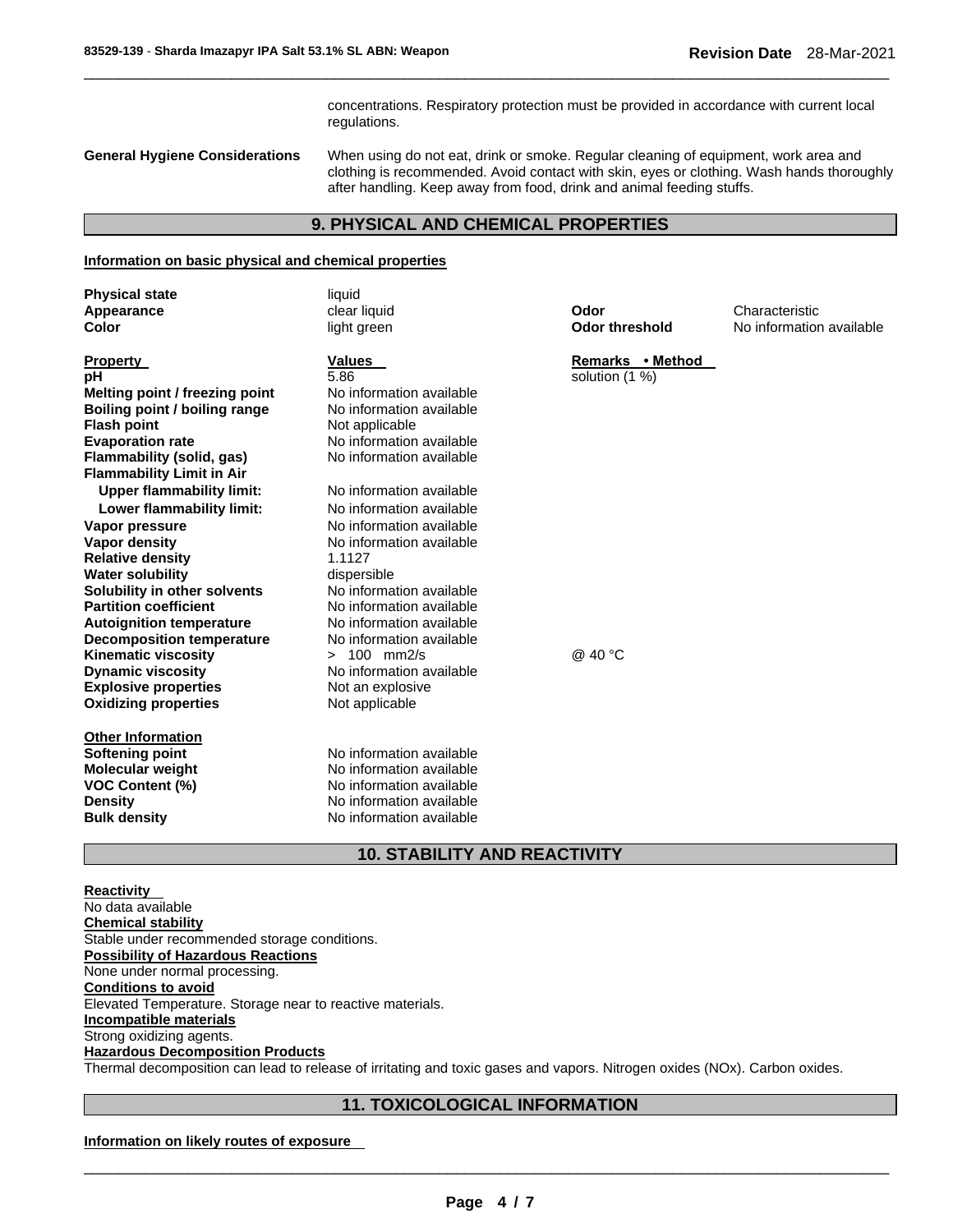concentrations. Respiratory protection must be provided in accordance with current local regulations.

**General Hygiene Considerations** When using do not eat, drink or smoke. Regular cleaning of equipment, work area and clothing is recommended. Avoid contact with skin, eyes or clothing. Wash hands thoroughly after handling. Keep away from food, drink and animal feeding stuffs.

## 9. PHYSICAL AND CHEMICAL PROPERTIES

**Information on basic physical and chemical properties**

| | | | |
|---|---|---|---|
| **Physical state** | liquid | | |
| **Appearance** | clear liquid | **Odor** | Characteristic |
| **Color** | light green | **Odor threshold** | No information available |

| **Property** | **Values** | **Remarks • Method** |
|---|---|---|
| **pH** | 5.86 | solution (1 %) |
| **Melting point / freezing point** | No information available | |
| **Boiling point / boiling range** | No information available | |
| **Flash point** | Not applicable | |
| **Evaporation rate** | No information available | |
| **Flammability (solid, gas)** | No information available | |
| **Flammability Limit in Air** | | |
| **Upper flammability limit:** | No information available | |
| **Lower flammability limit:** | No information available | |
| **Vapor pressure** | No information available | |
| **Vapor density** | No information available | |
| **Relative density** | 1.1127 | |
| **Water solubility** | dispersible | |
| **Solubility in other solvents** | No information available | |
| **Partition coefficient** | No information available | |
| **Autoignition temperature** | No information available | |
| **Decomposition temperature** | No information available | |
| **Kinematic viscosity** | > 100 mm2/s | @ 40 °C |
| **Dynamic viscosity** | No information available | |
| **Explosive properties** | Not an explosive | |
| **Oxidizing properties** | Not applicable | |

**Other Information**

| | |
|---|---|
| **Softening point** | No information available |
| **Molecular weight** | No information available |
| **VOC Content (%)** | No information available |
| **Density** | No information available |
| **Bulk density** | No information available |

## 10. STABILITY AND REACTIVITY

**Reactivity**
No data available

**Chemical stability**
Stable under recommended storage conditions.

**Possibility of Hazardous Reactions**
None under normal processing.

**Conditions to avoid**
Elevated Temperature. Storage near to reactive materials.

**Incompatible materials**
Strong oxidizing agents.

**Hazardous Decomposition Products**
Thermal decomposition can lead to release of irritating and toxic gases and vapors. Nitrogen oxides (NOx). Carbon oxides.

## 11. TOXICOLOGICAL INFORMATION

**Information on likely routes of exposure**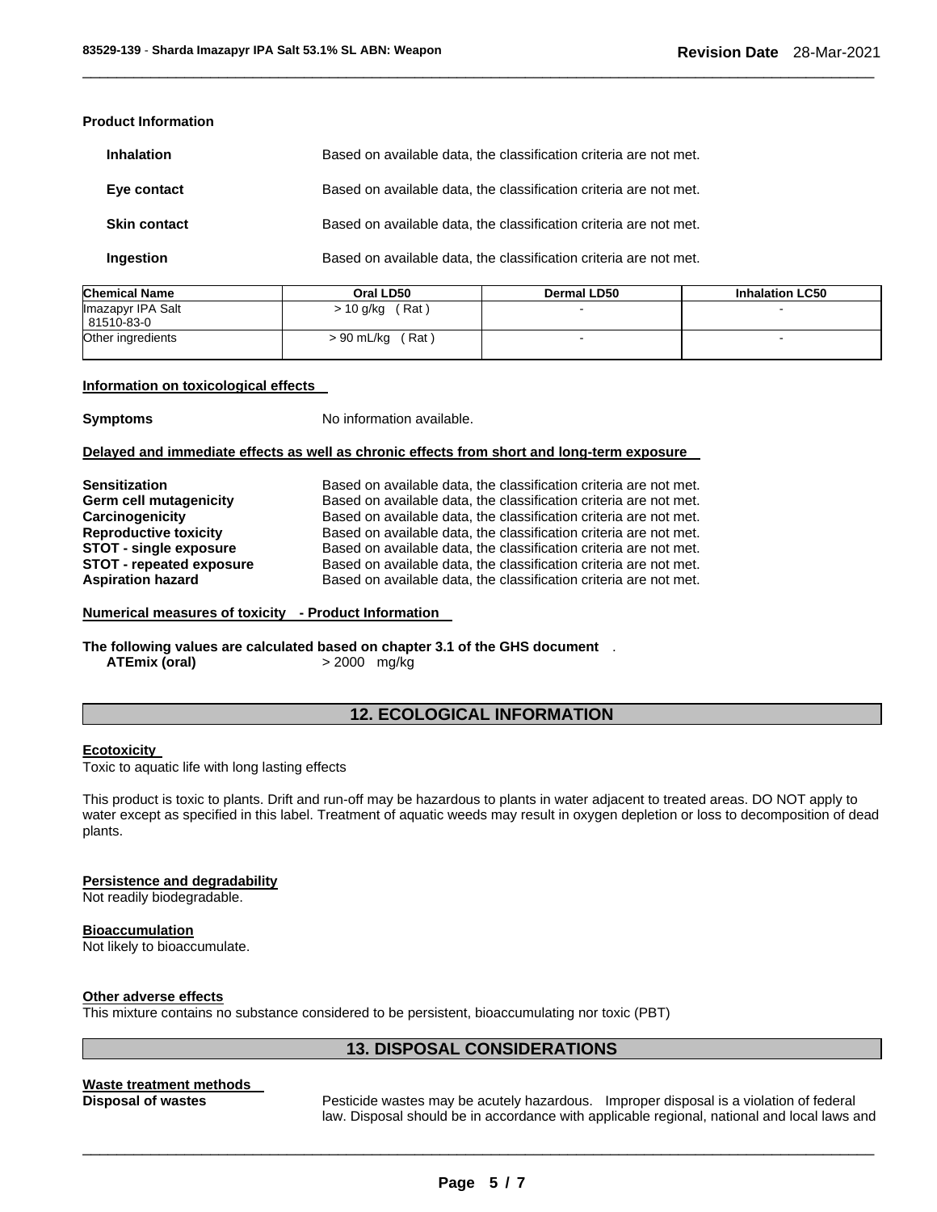**Product Information**

| | |
|---|---|
| **Inhalation** | Based on available data, the classification criteria are not met. |
| **Eye contact** | Based on available data, the classification criteria are not met. |
| **Skin contact** | Based on available data, the classification criteria are not met. |
| **Ingestion** | Based on available data, the classification criteria are not met. |

| Chemical Name | Oral LD50 | Dermal LD50 | Inhalation LC50 |
|---|---|---|---|
| Imazapyr IPA Salt 81510-83-0 | > 10 g/kg ( Rat ) | - | - |
| Other ingredients | > 90 mL/kg ( Rat ) | - | - |

**Information on toxicological effects**

**Symptoms** No information available.

**Delayed and immediate effects as well as chronic effects from short and long-term exposure**

| | |
|---|---|
| **Sensitization** | Based on available data, the classification criteria are not met. |
| **Germ cell mutagenicity** | Based on available data, the classification criteria are not met. |
| **Carcinogenicity** | Based on available data, the classification criteria are not met. |
| **Reproductive toxicity** | Based on available data, the classification criteria are not met. |
| **STOT - single exposure** | Based on available data, the classification criteria are not met. |
| **STOT - repeated exposure** | Based on available data, the classification criteria are not met. |
| **Aspiration hazard** | Based on available data, the classification criteria are not met. |

**Numerical measures of toxicity - Product Information**

**The following values are calculated based on chapter 3.1 of the GHS document** .

**ATEmix (oral)** > 2000 mg/kg

## 12. ECOLOGICAL INFORMATION

**Ecotoxicity**

Toxic to aquatic life with long lasting effects

This product is toxic to plants. Drift and run-off may be hazardous to plants in water adjacent to treated areas. DO NOT apply to water except as specified in this label. Treatment of aquatic weeds may result in oxygen depletion or loss to decomposition of dead plants.

**Persistence and degradability**

Not readily biodegradable.

**Bioaccumulation**

Not likely to bioaccumulate.

**Other adverse effects**

This mixture contains no substance considered to be persistent, bioaccumulating nor toxic (PBT)

## 13. DISPOSAL CONSIDERATIONS

**Waste treatment methods**

**Disposal of wastes** Pesticide wastes may be acutely hazardous. Improper disposal is a violation of federal law. Disposal should be in accordance with applicable regional, national and local laws and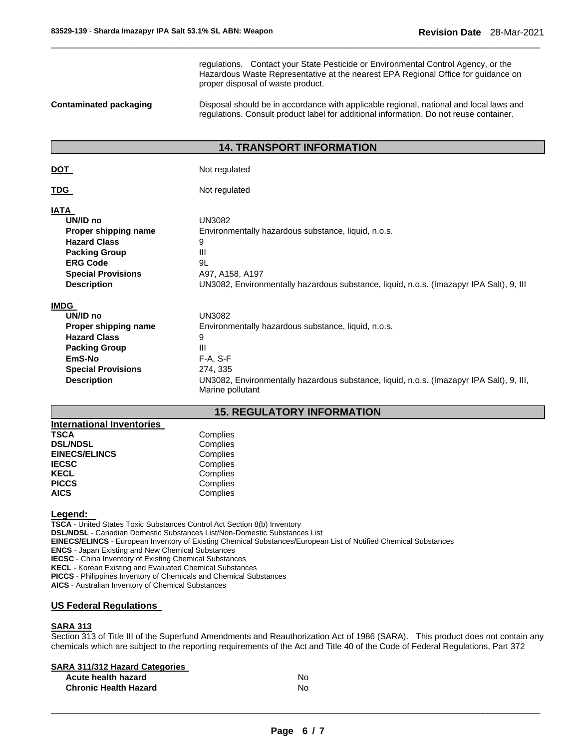regulations. Contact your State Pesticide or Environmental Control Agency, or the Hazardous Waste Representative at the nearest EPA Regional Office for guidance on proper disposal of waste product.

**Contaminated packaging** Disposal should be in accordance with applicable regional, national and local laws and regulations. Consult product label for additional information. Do not reuse container.

## 14. TRANSPORT INFORMATION

**DOT** Not regulated

**TDG** Not regulated

**IATA**

| | |
|---|---|
| **UN/ID no** | UN3082 |
| **Proper shipping name** | Environmentally hazardous substance, liquid, n.o.s. |
| **Hazard Class** | 9 |
| **Packing Group** | III |
| **ERG Code** | 9L |
| **Special Provisions** | A97, A158, A197 |
| **Description** | UN3082, Environmentally hazardous substance, liquid, n.o.s. (Imazapyr IPA Salt), 9, III |

**IMDG**

| | |
|---|---|
| **UN/ID no** | UN3082 |
| **Proper shipping name** | Environmentally hazardous substance, liquid, n.o.s. |
| **Hazard Class** | 9 |
| **Packing Group** | III |
| **EmS-No** | F-A, S-F |
| **Special Provisions** | 274, 335 |
| **Description** | UN3082, Environmentally hazardous substance, liquid, n.o.s. (Imazapyr IPA Salt), 9, III, Marine pollutant |

## 15. REGULATORY INFORMATION

**International Inventories**

| | |
|---|---|
| **TSCA** | Complies |
| **DSL/NDSL** | Complies |
| **EINECS/ELINCS** | Complies |
| **IECSC** | Complies |
| **KECL** | Complies |
| **PICCS** | Complies |
| **AICS** | Complies |

**Legend:**

**TSCA** - United States Toxic Substances Control Act Section 8(b) Inventory
**DSL/NDSL** - Canadian Domestic Substances List/Non-Domestic Substances List
**EINECS/ELINCS** - European Inventory of Existing Chemical Substances/European List of Notified Chemical Substances
**ENCS** - Japan Existing and New Chemical Substances
**IECSC** - China Inventory of Existing Chemical Substances
**KECL** - Korean Existing and Evaluated Chemical Substances
**PICCS** - Philippines Inventory of Chemicals and Chemical Substances
**AICS** - Australian Inventory of Chemical Substances

**US Federal Regulations**

**SARA 313**

Section 313 of Title III of the Superfund Amendments and Reauthorization Act of 1986 (SARA). This product does not contain any chemicals which are subject to the reporting requirements of the Act and Title 40 of the Code of Federal Regulations, Part 372

**SARA 311/312 Hazard Categories**

| | |
|---|---|
| **Acute health hazard** | No |
| **Chronic Health Hazard** | No |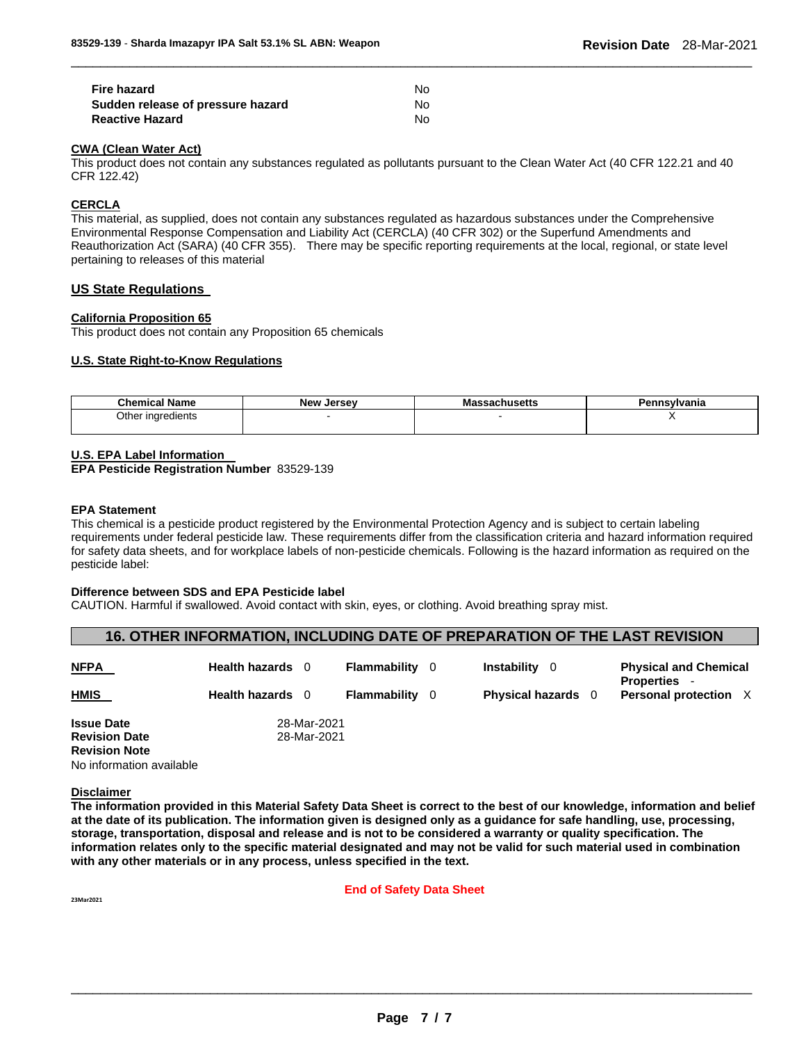| | |
|---|---|
| **Fire hazard** | No |
| **Sudden release of pressure hazard** | No |
| **Reactive Hazard** | No |

**CWA (Clean Water Act)**

This product does not contain any substances regulated as pollutants pursuant to the Clean Water Act (40 CFR 122.21 and 40 CFR 122.42)

**CERCLA**

This material, as supplied, does not contain any substances regulated as hazardous substances under the Comprehensive Environmental Response Compensation and Liability Act (CERCLA) (40 CFR 302) or the Superfund Amendments and Reauthorization Act (SARA) (40 CFR 355). There may be specific reporting requirements at the local, regional, or state level pertaining to releases of this material

## US State Regulations

**California Proposition 65**

This product does not contain any Proposition 65 chemicals

**U.S. State Right-to-Know Regulations**

| Chemical Name | New Jersey | Massachusetts | Pennsylvania |
|---|---|---|---|
| Other ingredients | - | - | X |

**U.S. EPA Label Information**

**EPA Pesticide Registration Number** 83529-139

**EPA Statement**

This chemical is a pesticide product registered by the Environmental Protection Agency and is subject to certain labeling requirements under federal pesticide law. These requirements differ from the classification criteria and hazard information required for safety data sheets, and for workplace labels of non-pesticide chemicals. Following is the hazard information as required on the pesticide label:

**Difference between SDS and EPA Pesticide label**

CAUTION. Harmful if swallowed. Avoid contact with skin, eyes, or clothing. Avoid breathing spray mist.

## 16. OTHER INFORMATION, INCLUDING DATE OF PREPARATION OF THE LAST REVISION

| | | | | |
|---|---|---|---|---|
| **NFPA** | **Health hazards** 0 | **Flammability** 0 | **Instability** 0 | **Physical and Chemical Properties** - |
| **HMIS** | **Health hazards** 0 | **Flammability** 0 | **Physical hazards** 0 | **Personal protection** X |

**Issue Date** 28-Mar-2021
**Revision Date** 28-Mar-2021
**Revision Note**
No information available

**Disclaimer**

**The information provided in this Material Safety Data Sheet is correct to the best of our knowledge, information and belief at the date of its publication. The information given is designed only as a guidance for safe handling, use, processing, storage, transportation, disposal and release and is not to be considered a warranty or quality specification. The information relates only to the specific material designated and may not be valid for such material used in combination with any other materials or in any process, unless specified in the text.**

**End of Safety Data Sheet**

23Mar2021